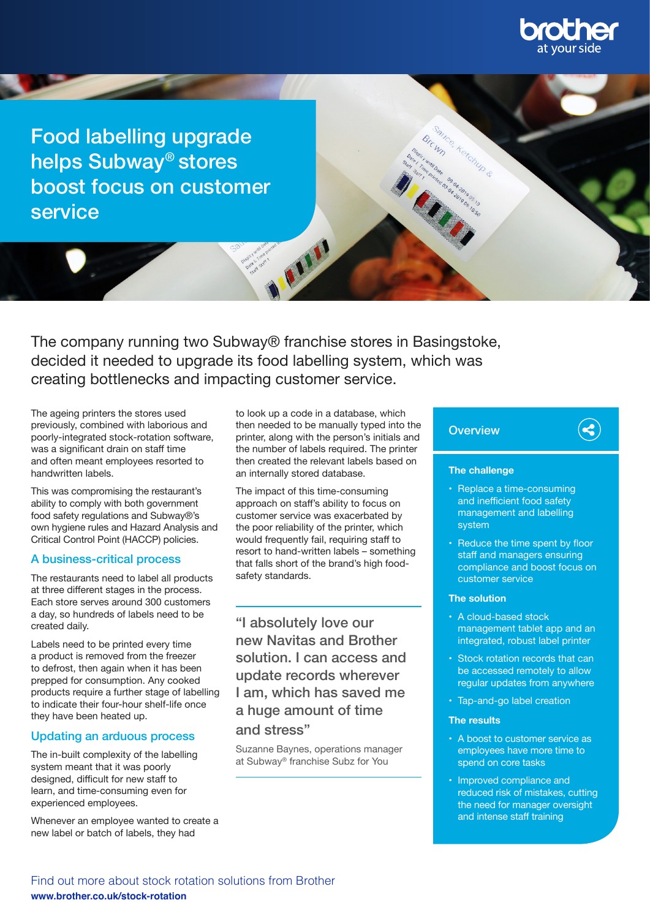# Food labelling upgrade helps Subway® stores boost focus on customer service

The company running two Subway® franchise stores in Basingstoke, decided it needed to upgrade its food labelling system, which was creating bottlenecks and impacting customer service.

The ageing printers the stores used previously, combined with laborious and poorly-integrated stock-rotation software, was a significant drain on staff time and often meant employees resorted to handwritten labels.

This was compromising the restaurant's ability to comply with both government food safety regulations and Subway®'s own hygiene rules and Hazard Analysis and Critical Control Point (HACCP) policies.

## A business-critical process

The restaurants need to label all products at three different stages in the process. Each store serves around 300 customers a day, so hundreds of labels need to be created daily.

Labels need to be printed every time a product is removed from the freezer to defrost, then again when it has been prepped for consumption. Any cooked products require a further stage of labelling to indicate their four-hour shelf-life once they have been heated up.

## Updating an arduous process

The in-built complexity of the labelling system meant that it was poorly designed, difficult for new staff to learn, and time-consuming even for experienced employees.

Whenever an employee wanted to create a new label or batch of labels, they had to look up a code in a database, which then needed to be manually typed into the printer, along with the person's initials and the number of labels required. The printer then created the relevant labels based on an internally stored database.

The impact of this time-consuming approach on staff's ability to focus on customer service was exacerbated by the poor reliability of the printer, which would frequently fail, requiring staff to resort to hand-written labels – something that falls short of the brand's high food-safety standards.

> "I absolutely love our new Navitas and Brother solution. I can access and update records wherever I am, which has saved me a huge amount of time and stress"
>
> Suzanne Baynes, operations manager at Subway® franchise Subz for You

## Overview

### The challenge

- Replace a time-consuming and inefficient food safety management and labelling system
- Reduce the time spent by floor staff and managers ensuring compliance and boost focus on customer service

### The solution

- A cloud-based stock management tablet app and an integrated, robust label printer
- Stock rotation records that can be accessed remotely to allow regular updates from anywhere
- Tap-and-go label creation

### The results

- A boost to customer service as employees have more time to spend on core tasks
- Improved compliance and reduced risk of mistakes, cutting the need for manager oversight and intense staff training

Find out more about stock rotation solutions from Brother

**www.brother.co.uk/stock-rotation**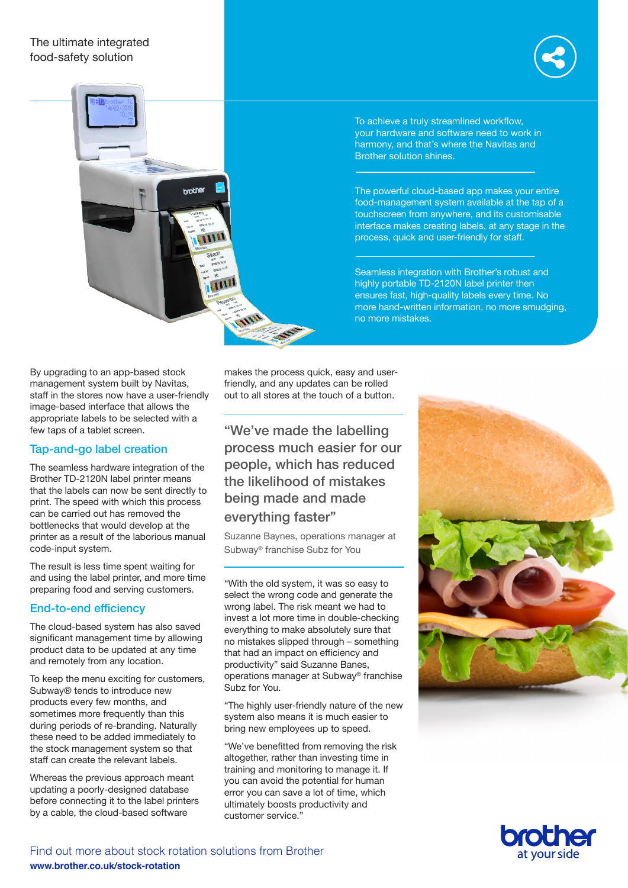The ultimate integrated food-safety solution

To achieve a truly streamlined workflow, your hardware and software need to work in harmony, and that's where the Navitas and Brother solution shines.

The powerful cloud-based app makes your entire food-management system available at the tap of a touchscreen from anywhere, and its customisable interface makes creating labels, at any stage in the process, quick and user-friendly for staff.

Seamless integration with Brother's robust and highly portable TD-2120N label printer then ensures fast, high-quality labels every time. No more hand-written information, no more smudging, no more mistakes.

By upgrading to an app-based stock management system built by Navitas, staff in the stores now have a user-friendly image-based interface that allows the appropriate labels to be selected with a few taps of a tablet screen.

## Tap-and-go label creation

The seamless hardware integration of the Brother TD-2120N label printer means that the labels can now be sent directly to print. The speed with which this process can be carried out has removed the bottlenecks that would develop at the printer as a result of the laborious manual code-input system.

The result is less time spent waiting for and using the label printer, and more time preparing food and serving customers.

## End-to-end efficiency

The cloud-based system has also saved significant management time by allowing product data to be updated at any time and remotely from any location.

To keep the menu exciting for customers, Subway® tends to introduce new products every few months, and sometimes more frequently than this during periods of re-branding. Naturally these need to be added immediately to the stock management system so that staff can create the relevant labels.

Whereas the previous approach meant updating a poorly-designed database before connecting it to the label printers by a cable, the cloud-based software makes the process quick, easy and user-friendly, and any updates can be rolled out to all stores at the touch of a button.

> "We've made the labelling process much easier for our people, which has reduced the likelihood of mistakes being made and made everything faster"
>
> Suzanne Baynes, operations manager at Subway® franchise Subz for You

"With the old system, it was so easy to select the wrong code and generate the wrong label. The risk meant we had to invest a lot more time in double-checking everything to make absolutely sure that no mistakes slipped through – something that had an impact on efficiency and productivity" said Suzanne Banes, operations manager at Subway® franchise Subz for You.

"The highly user-friendly nature of the new system also means it is much easier to bring new employees up to speed.

"We've benefitted from removing the risk altogether, rather than investing time in training and monitoring to manage it. If you can avoid the potential for human error you can save a lot of time, which ultimately boosts productivity and customer service."

Find out more about stock rotation solutions from Brother
**www.brother.co.uk/stock-rotation**

brother at your side